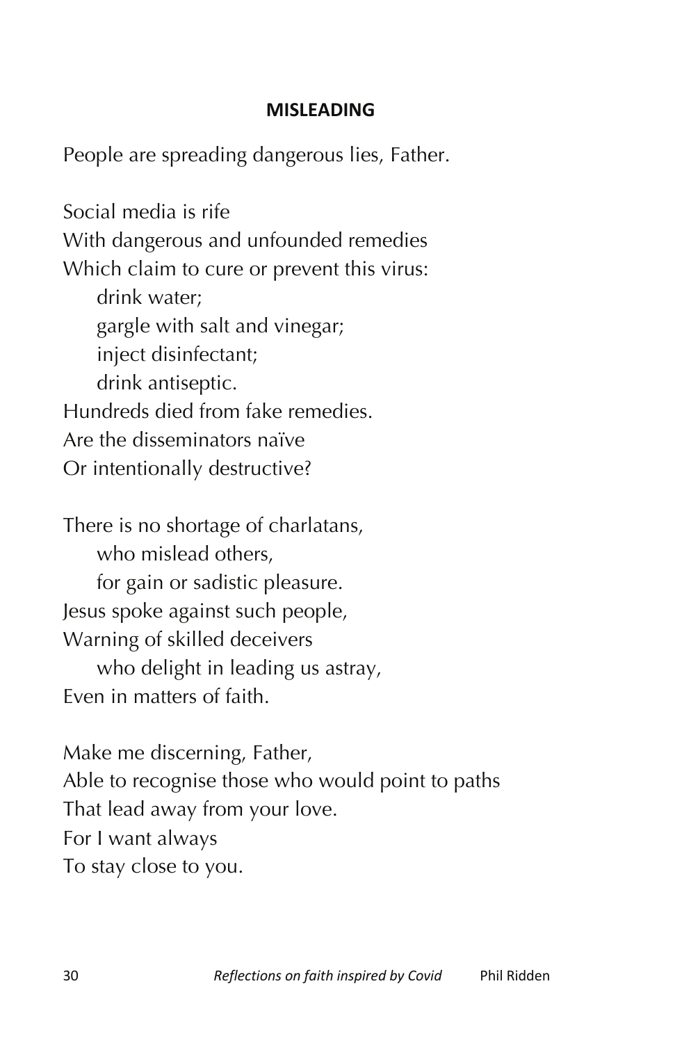## MISLEADING

People are spreading dangerous lies, Father.

Social media is rife  
With dangerous and unfounded remedies  
Which claim to cure or prevent this virus:  
&nbsp;&nbsp;&nbsp;&nbsp;drink water;  
&nbsp;&nbsp;&nbsp;&nbsp;gargle with salt and vinegar;  
&nbsp;&nbsp;&nbsp;&nbsp;inject disinfectant;  
&nbsp;&nbsp;&nbsp;&nbsp;drink antiseptic.  
Hundreds died from fake remedies.  
Are the disseminators naïve  
Or intentionally destructive?

There is no shortage of charlatans,  
&nbsp;&nbsp;&nbsp;&nbsp;who mislead others,  
&nbsp;&nbsp;&nbsp;&nbsp;for gain or sadistic pleasure.  
Jesus spoke against such people,  
Warning of skilled deceivers  
&nbsp;&nbsp;&nbsp;&nbsp;who delight in leading us astray,  
Even in matters of faith.

Make me discerning, Father,  
Able to recognise those who would point to paths  
That lead away from your love.  
For I want always  
To stay close to you.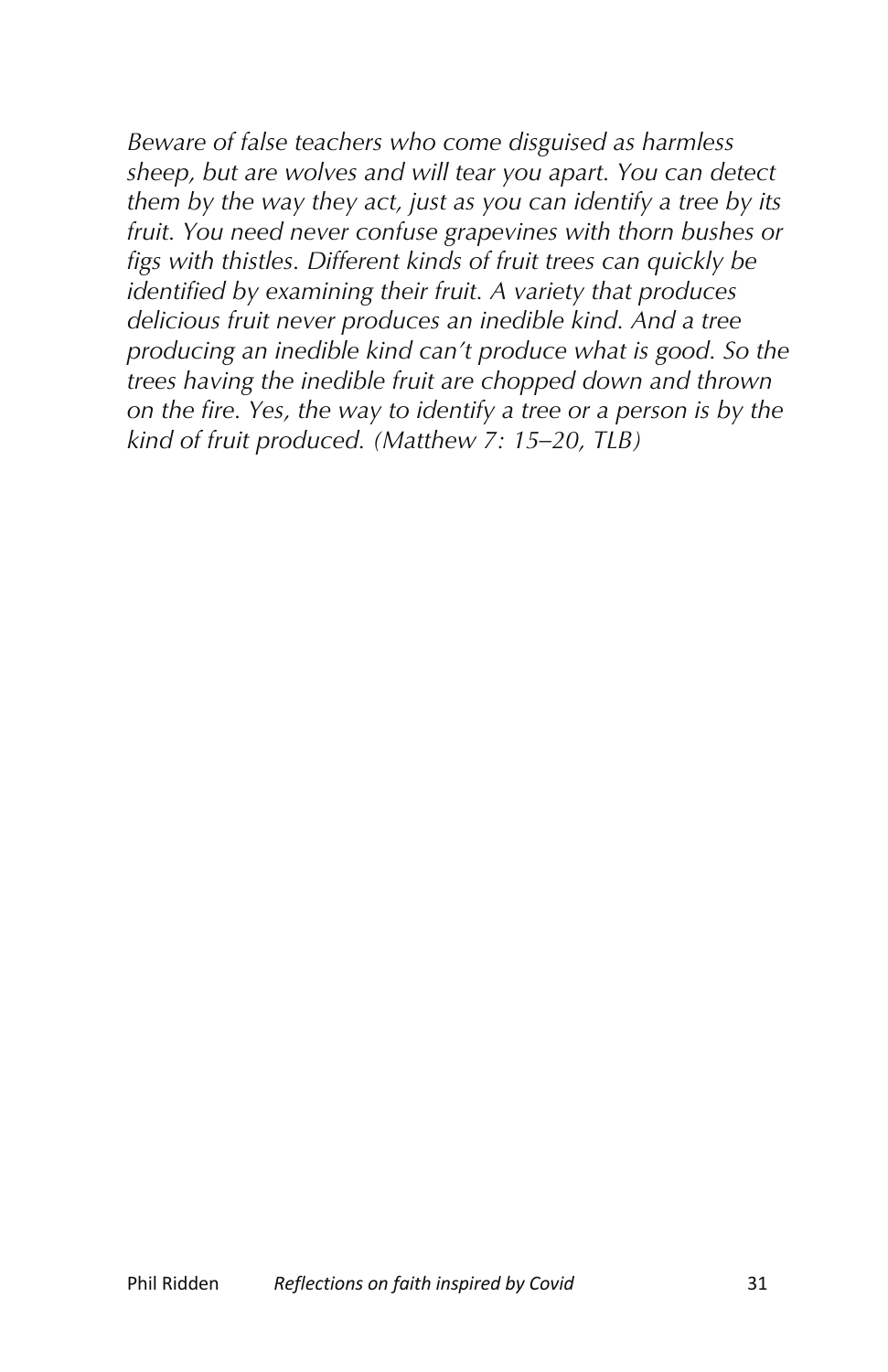*Beware of false teachers who come disguised as harmless sheep, but are wolves and will tear you apart. You can detect them by the way they act, just as you can identify a tree by its fruit. You need never confuse grapevines with thorn bushes or figs with thistles. Different kinds of fruit trees can quickly be identified by examining their fruit. A variety that produces delicious fruit never produces an inedible kind. And a tree producing an inedible kind can't produce what is good. So the trees having the inedible fruit are chopped down and thrown on the fire. Yes, the way to identify a tree or a person is by the kind of fruit produced. (Matthew 7: 15–20, TLB)*